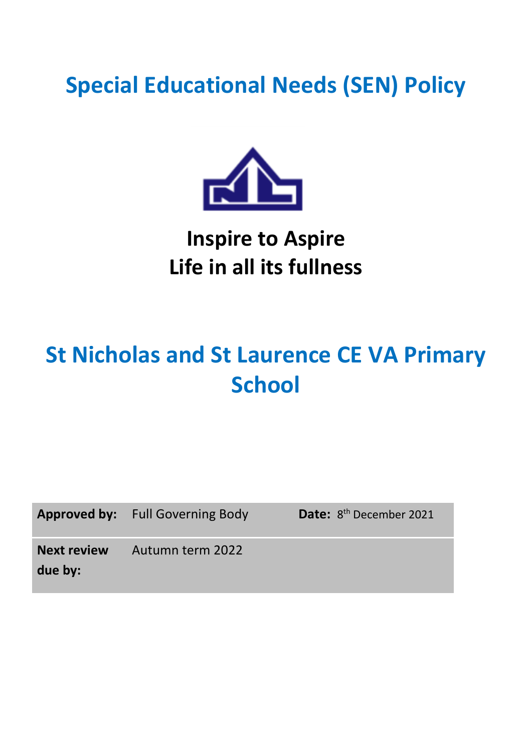# Special Educational Needs (SEN) Policy

**Inspire to Aspire**
**Life in all its fullness**

# St Nicholas and St Laurence CE VA Primary School

| **Approved by:** | Full Governing Body | **Date:** 8th December 2021 |
| --- | --- | --- |
| **Next review due by:** | Autumn term 2022 | |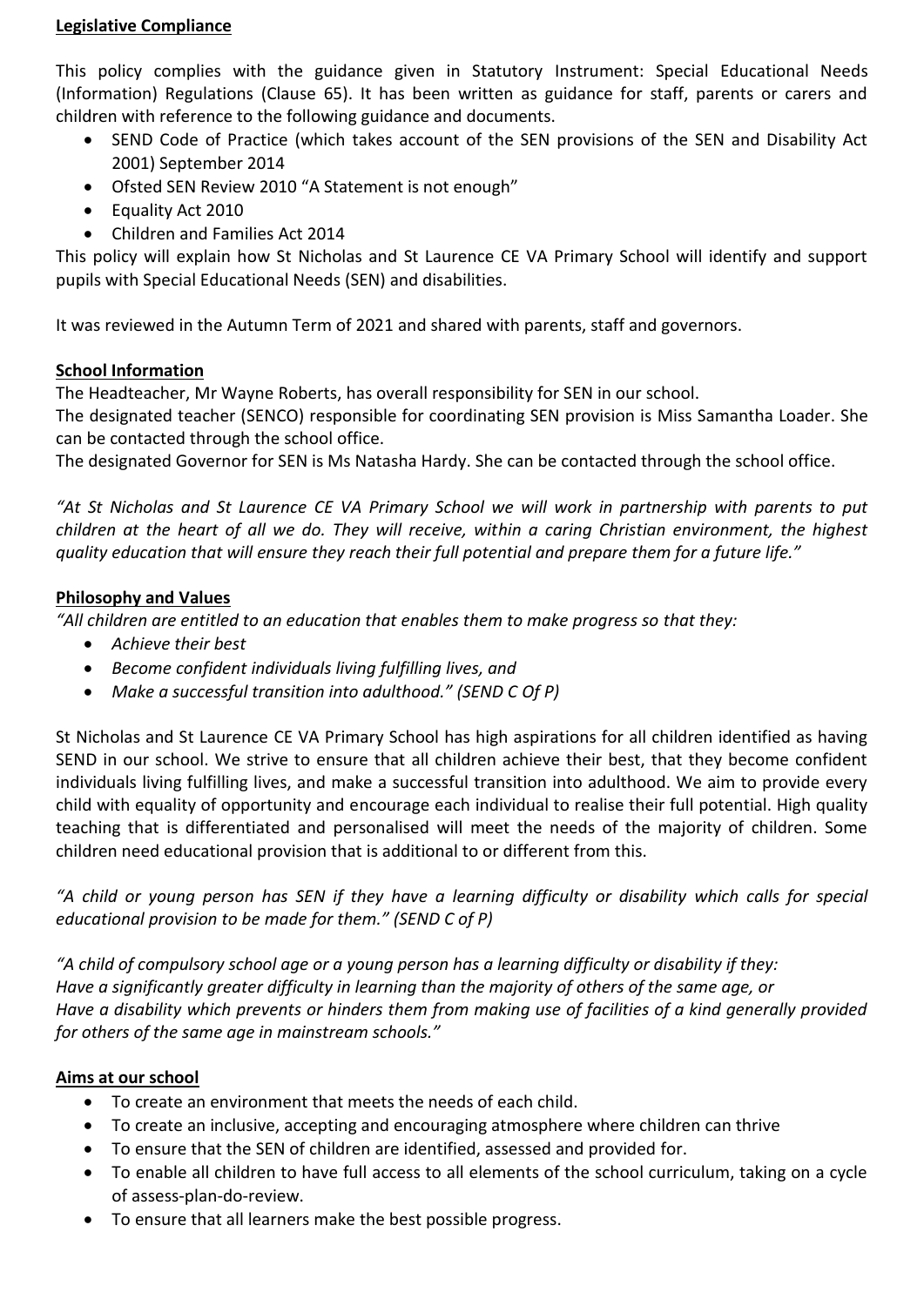## Legislative Compliance

This policy complies with the guidance given in Statutory Instrument: Special Educational Needs (Information) Regulations (Clause 65). It has been written as guidance for staff, parents or carers and children with reference to the following guidance and documents.

- SEND Code of Practice (which takes account of the SEN provisions of the SEN and Disability Act 2001) September 2014
- Ofsted SEN Review 2010 "A Statement is not enough"
- Equality Act 2010
- Children and Families Act 2014

This policy will explain how St Nicholas and St Laurence CE VA Primary School will identify and support pupils with Special Educational Needs (SEN) and disabilities.

It was reviewed in the Autumn Term of 2021 and shared with parents, staff and governors.

## School Information

The Headteacher, Mr Wayne Roberts, has overall responsibility for SEN in our school.
The designated teacher (SENCO) responsible for coordinating SEN provision is Miss Samantha Loader. She can be contacted through the school office.
The designated Governor for SEN is Ms Natasha Hardy. She can be contacted through the school office.

*"At St Nicholas and St Laurence CE VA Primary School we will work in partnership with parents to put children at the heart of all we do. They will receive, within a caring Christian environment, the highest quality education that will ensure they reach their full potential and prepare them for a future life."*

## Philosophy and Values

*"All children are entitled to an education that enables them to make progress so that they:*

- *Achieve their best*
- *Become confident individuals living fulfilling lives, and*
- *Make a successful transition into adulthood." (SEND C Of P)*

St Nicholas and St Laurence CE VA Primary School has high aspirations for all children identified as having SEND in our school. We strive to ensure that all children achieve their best, that they become confident individuals living fulfilling lives, and make a successful transition into adulthood. We aim to provide every child with equality of opportunity and encourage each individual to realise their full potential. High quality teaching that is differentiated and personalised will meet the needs of the majority of children. Some children need educational provision that is additional to or different from this.

*"A child or young person has SEN if they have a learning difficulty or disability which calls for special educational provision to be made for them." (SEND C of P)*

*"A child of compulsory school age or a young person has a learning difficulty or disability if they:*
*Have a significantly greater difficulty in learning than the majority of others of the same age, or*
*Have a disability which prevents or hinders them from making use of facilities of a kind generally provided for others of the same age in mainstream schools."*

## Aims at our school

- To create an environment that meets the needs of each child.
- To create an inclusive, accepting and encouraging atmosphere where children can thrive
- To ensure that the SEN of children are identified, assessed and provided for.
- To enable all children to have full access to all elements of the school curriculum, taking on a cycle of assess-plan-do-review.
- To ensure that all learners make the best possible progress.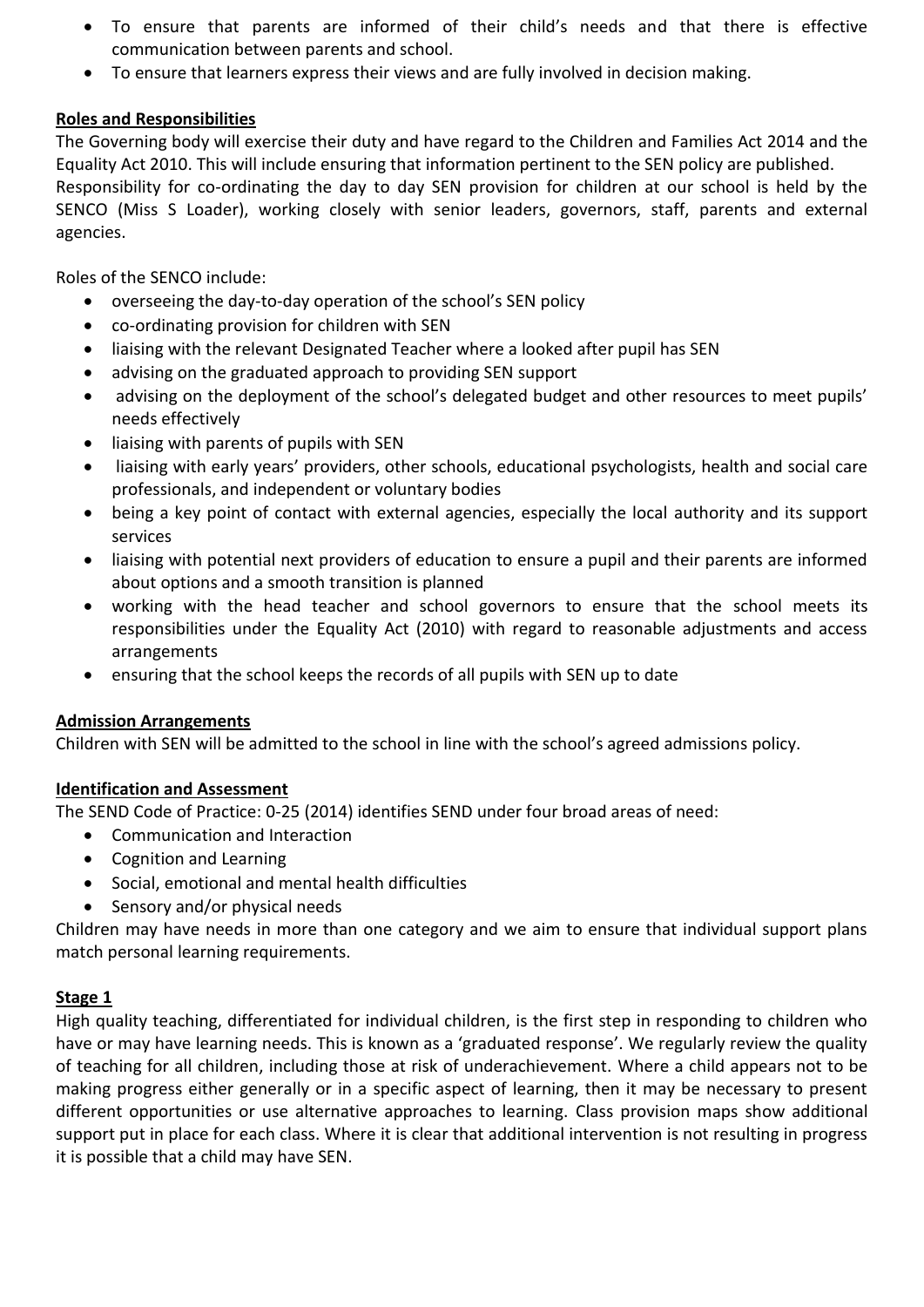- To ensure that parents are informed of their child's needs and that there is effective communication between parents and school.
- To ensure that learners express their views and are fully involved in decision making.

## Roles and Responsibilities

The Governing body will exercise their duty and have regard to the Children and Families Act 2014 and the Equality Act 2010. This will include ensuring that information pertinent to the SEN policy are published.
Responsibility for co-ordinating the day to day SEN provision for children at our school is held by the SENCO (Miss S Loader), working closely with senior leaders, governors, staff, parents and external agencies.

Roles of the SENCO include:

- overseeing the day-to-day operation of the school's SEN policy
- co-ordinating provision for children with SEN
- liaising with the relevant Designated Teacher where a looked after pupil has SEN
- advising on the graduated approach to providing SEN support
- advising on the deployment of the school's delegated budget and other resources to meet pupils' needs effectively
- liaising with parents of pupils with SEN
- liaising with early years' providers, other schools, educational psychologists, health and social care professionals, and independent or voluntary bodies
- being a key point of contact with external agencies, especially the local authority and its support services
- liaising with potential next providers of education to ensure a pupil and their parents are informed about options and a smooth transition is planned
- working with the head teacher and school governors to ensure that the school meets its responsibilities under the Equality Act (2010) with regard to reasonable adjustments and access arrangements
- ensuring that the school keeps the records of all pupils with SEN up to date

## Admission Arrangements

Children with SEN will be admitted to the school in line with the school's agreed admissions policy.

## Identification and Assessment

The SEND Code of Practice: 0-25 (2014) identifies SEND under four broad areas of need:

- Communication and Interaction
- Cognition and Learning
- Social, emotional and mental health difficulties
- Sensory and/or physical needs

Children may have needs in more than one category and we aim to ensure that individual support plans match personal learning requirements.

## Stage 1

High quality teaching, differentiated for individual children, is the first step in responding to children who have or may have learning needs. This is known as a 'graduated response'. We regularly review the quality of teaching for all children, including those at risk of underachievement. Where a child appears not to be making progress either generally or in a specific aspect of learning, then it may be necessary to present different opportunities or use alternative approaches to learning. Class provision maps show additional support put in place for each class. Where it is clear that additional intervention is not resulting in progress it is possible that a child may have SEN.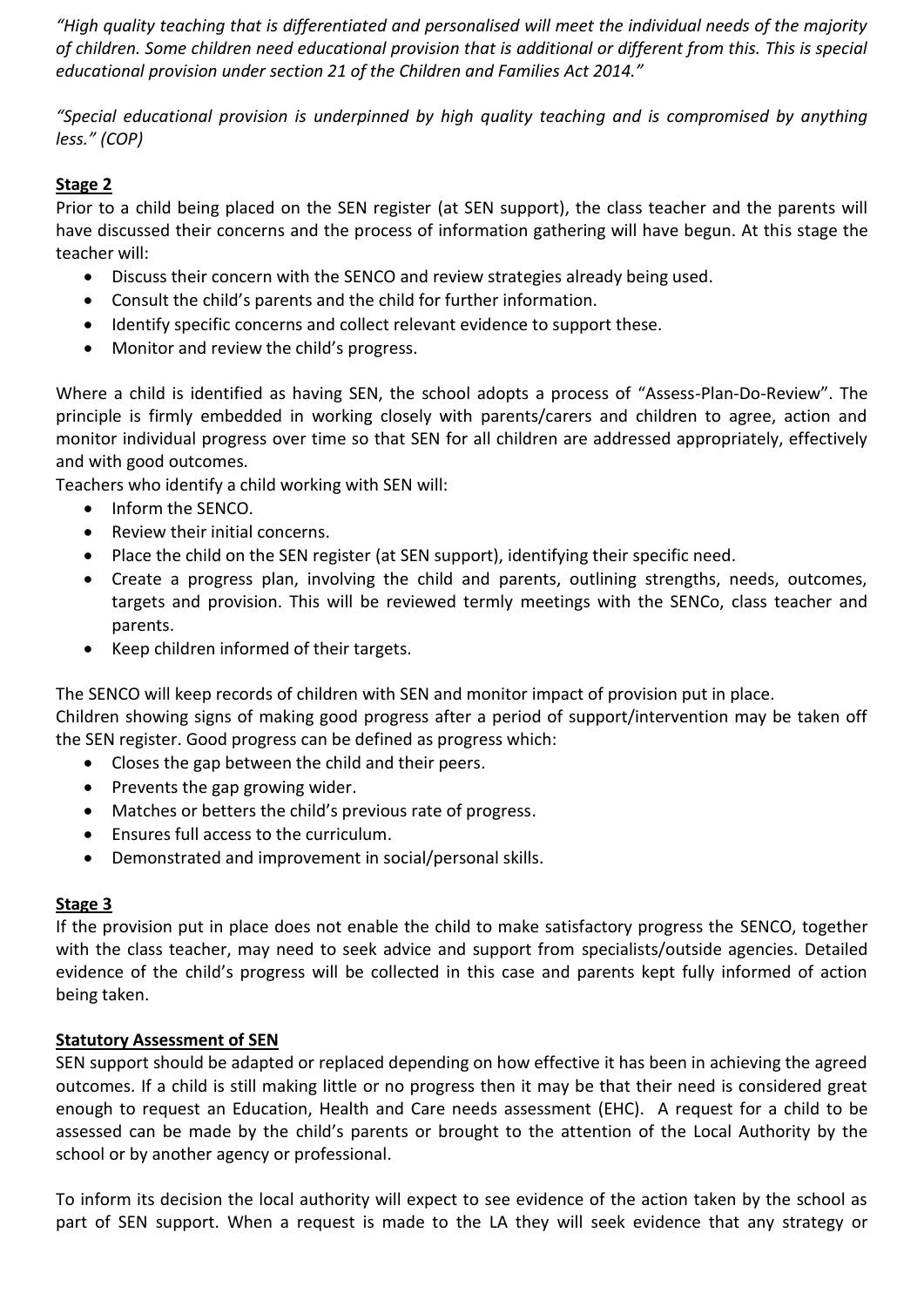*"High quality teaching that is differentiated and personalised will meet the individual needs of the majority of children. Some children need educational provision that is additional or different from this. This is special educational provision under section 21 of the Children and Families Act 2014."*

*"Special educational provision is underpinned by high quality teaching and is compromised by anything less." (COP)*

**Stage 2**

Prior to a child being placed on the SEN register (at SEN support), the class teacher and the parents will have discussed their concerns and the process of information gathering will have begun. At this stage the teacher will:

- Discuss their concern with the SENCO and review strategies already being used.
- Consult the child's parents and the child for further information.
- Identify specific concerns and collect relevant evidence to support these.
- Monitor and review the child's progress.

Where a child is identified as having SEN, the school adopts a process of "Assess-Plan-Do-Review". The principle is firmly embedded in working closely with parents/carers and children to agree, action and monitor individual progress over time so that SEN for all children are addressed appropriately, effectively and with good outcomes.

Teachers who identify a child working with SEN will:

- Inform the SENCO.
- Review their initial concerns.
- Place the child on the SEN register (at SEN support), identifying their specific need.
- Create a progress plan, involving the child and parents, outlining strengths, needs, outcomes, targets and provision. This will be reviewed termly meetings with the SENCo, class teacher and parents.
- Keep children informed of their targets.

The SENCO will keep records of children with SEN and monitor impact of provision put in place.

Children showing signs of making good progress after a period of support/intervention may be taken off the SEN register. Good progress can be defined as progress which:

- Closes the gap between the child and their peers.
- Prevents the gap growing wider.
- Matches or betters the child's previous rate of progress.
- Ensures full access to the curriculum.
- Demonstrated and improvement in social/personal skills.

**Stage 3**

If the provision put in place does not enable the child to make satisfactory progress the SENCO, together with the class teacher, may need to seek advice and support from specialists/outside agencies. Detailed evidence of the child's progress will be collected in this case and parents kept fully informed of action being taken.

**Statutory Assessment of SEN**

SEN support should be adapted or replaced depending on how effective it has been in achieving the agreed outcomes. If a child is still making little or no progress then it may be that their need is considered great enough to request an Education, Health and Care needs assessment (EHC). A request for a child to be assessed can be made by the child's parents or brought to the attention of the Local Authority by the school or by another agency or professional.

To inform its decision the local authority will expect to see evidence of the action taken by the school as part of SEN support. When a request is made to the LA they will seek evidence that any strategy or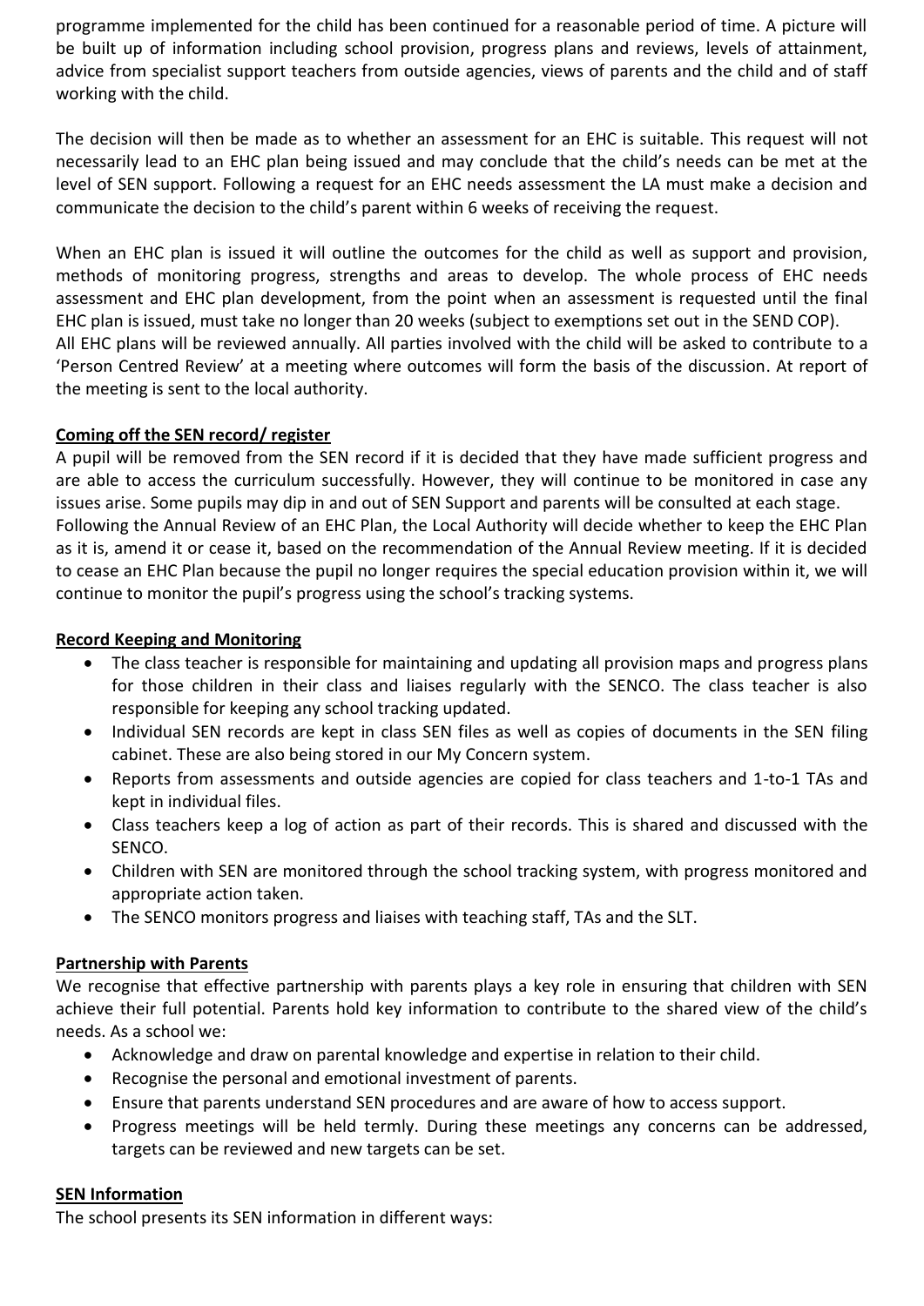programme implemented for the child has been continued for a reasonable period of time. A picture will be built up of information including school provision, progress plans and reviews, levels of attainment, advice from specialist support teachers from outside agencies, views of parents and the child and of staff working with the child.

The decision will then be made as to whether an assessment for an EHC is suitable. This request will not necessarily lead to an EHC plan being issued and may conclude that the child's needs can be met at the level of SEN support. Following a request for an EHC needs assessment the LA must make a decision and communicate the decision to the child's parent within 6 weeks of receiving the request.

When an EHC plan is issued it will outline the outcomes for the child as well as support and provision, methods of monitoring progress, strengths and areas to develop. The whole process of EHC needs assessment and EHC plan development, from the point when an assessment is requested until the final EHC plan is issued, must take no longer than 20 weeks (subject to exemptions set out in the SEND COP).
All EHC plans will be reviewed annually. All parties involved with the child will be asked to contribute to a 'Person Centred Review' at a meeting where outcomes will form the basis of the discussion. At report of the meeting is sent to the local authority.

**Coming off the SEN record/ register**

A pupil will be removed from the SEN record if it is decided that they have made sufficient progress and are able to access the curriculum successfully. However, they will continue to be monitored in case any issues arise. Some pupils may dip in and out of SEN Support and parents will be consulted at each stage.
Following the Annual Review of an EHC Plan, the Local Authority will decide whether to keep the EHC Plan as it is, amend it or cease it, based on the recommendation of the Annual Review meeting. If it is decided to cease an EHC Plan because the pupil no longer requires the special education provision within it, we will continue to monitor the pupil's progress using the school's tracking systems.

**Record Keeping and Monitoring**

- The class teacher is responsible for maintaining and updating all provision maps and progress plans for those children in their class and liaises regularly with the SENCO. The class teacher is also responsible for keeping any school tracking updated.
- Individual SEN records are kept in class SEN files as well as copies of documents in the SEN filing cabinet. These are also being stored in our My Concern system.
- Reports from assessments and outside agencies are copied for class teachers and 1-to-1 TAs and kept in individual files.
- Class teachers keep a log of action as part of their records. This is shared and discussed with the SENCO.
- Children with SEN are monitored through the school tracking system, with progress monitored and appropriate action taken.
- The SENCO monitors progress and liaises with teaching staff, TAs and the SLT.

**Partnership with Parents**

We recognise that effective partnership with parents plays a key role in ensuring that children with SEN achieve their full potential. Parents hold key information to contribute to the shared view of the child's needs. As a school we:

- Acknowledge and draw on parental knowledge and expertise in relation to their child.
- Recognise the personal and emotional investment of parents.
- Ensure that parents understand SEN procedures and are aware of how to access support.
- Progress meetings will be held termly. During these meetings any concerns can be addressed, targets can be reviewed and new targets can be set.

**SEN Information**

The school presents its SEN information in different ways: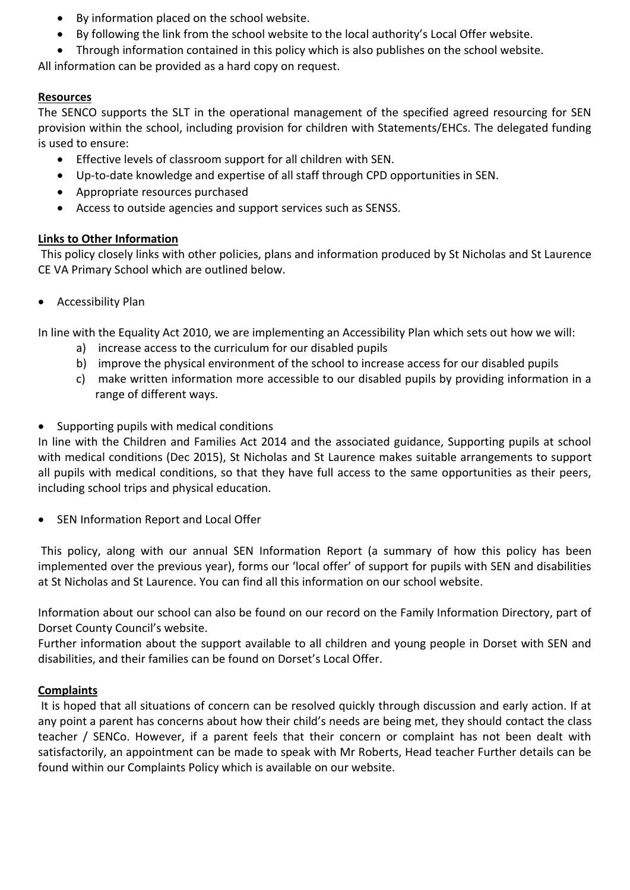- By information placed on the school website.
- By following the link from the school website to the local authority's Local Offer website.
- Through information contained in this policy which is also publishes on the school website.

All information can be provided as a hard copy on request.

**Resources**

The SENCO supports the SLT in the operational management of the specified agreed resourcing for SEN provision within the school, including provision for children with Statements/EHCs. The delegated funding is used to ensure:

- Effective levels of classroom support for all children with SEN.
- Up-to-date knowledge and expertise of all staff through CPD opportunities in SEN.
- Appropriate resources purchased
- Access to outside agencies and support services such as SENSS.

**Links to Other Information**

This policy closely links with other policies, plans and information produced by St Nicholas and St Laurence CE VA Primary School which are outlined below.

- Accessibility Plan

In line with the Equality Act 2010, we are implementing an Accessibility Plan which sets out how we will:

a) increase access to the curriculum for our disabled pupils
b) improve the physical environment of the school to increase access for our disabled pupils
c) make written information more accessible to our disabled pupils by providing information in a range of different ways.

- Supporting pupils with medical conditions

In line with the Children and Families Act 2014 and the associated guidance, Supporting pupils at school with medical conditions (Dec 2015), St Nicholas and St Laurence makes suitable arrangements to support all pupils with medical conditions, so that they have full access to the same opportunities as their peers, including school trips and physical education.

- SEN Information Report and Local Offer

This policy, along with our annual SEN Information Report (a summary of how this policy has been implemented over the previous year), forms our 'local offer' of support for pupils with SEN and disabilities at St Nicholas and St Laurence. You can find all this information on our school website.

Information about our school can also be found on our record on the Family Information Directory, part of Dorset County Council's website.
Further information about the support available to all children and young people in Dorset with SEN and disabilities, and their families can be found on Dorset's Local Offer.

**Complaints**

It is hoped that all situations of concern can be resolved quickly through discussion and early action. If at any point a parent has concerns about how their child's needs are being met, they should contact the class teacher / SENCo. However, if a parent feels that their concern or complaint has not been dealt with satisfactorily, an appointment can be made to speak with Mr Roberts, Head teacher Further details can be found within our Complaints Policy which is available on our website.